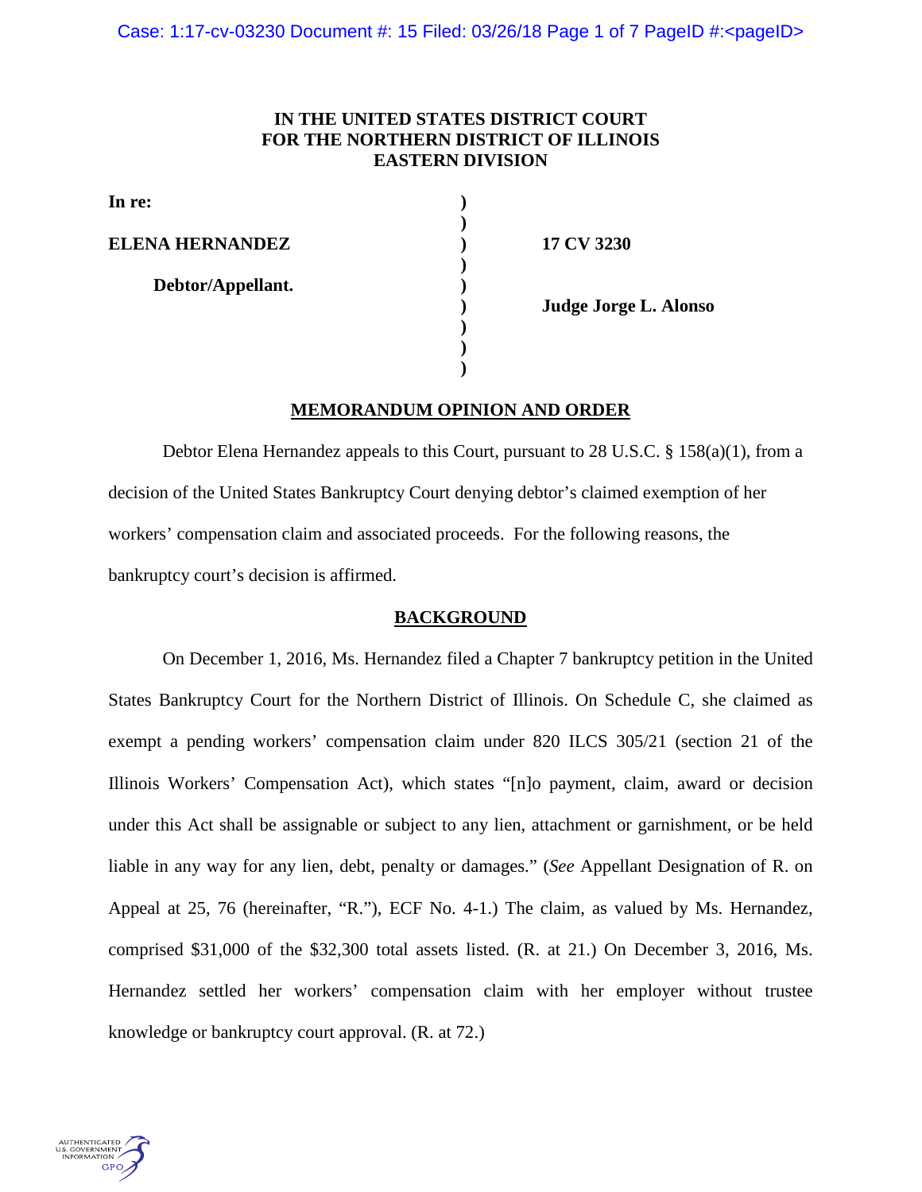**IN THE UNITED STATES DISTRICT COURT**
**FOR THE NORTHERN DISTRICT OF ILLINOIS**
**EASTERN DIVISION**

**In re:**

**ELENA HERNANDEZ**

**Debtor/Appellant.**

**17 CV 3230**

**Judge Jorge L. Alonso**

## MEMORANDUM OPINION AND ORDER

Debtor Elena Hernandez appeals to this Court, pursuant to 28 U.S.C. § 158(a)(1), from a decision of the United States Bankruptcy Court denying debtor's claimed exemption of her workers' compensation claim and associated proceeds. For the following reasons, the bankruptcy court's decision is affirmed.

## BACKGROUND

On December 1, 2016, Ms. Hernandez filed a Chapter 7 bankruptcy petition in the United States Bankruptcy Court for the Northern District of Illinois. On Schedule C, she claimed as exempt a pending workers' compensation claim under 820 ILCS 305/21 (section 21 of the Illinois Workers' Compensation Act), which states "[n]o payment, claim, award or decision under this Act shall be assignable or subject to any lien, attachment or garnishment, or be held liable in any way for any lien, debt, penalty or damages." (*See* Appellant Designation of R. on Appeal at 25, 76 (hereinafter, "R."), ECF No. 4-1.) The claim, as valued by Ms. Hernandez, comprised $31,000 of the $32,300 total assets listed. (R. at 21.) On December 3, 2016, Ms. Hernandez settled her workers' compensation claim with her employer without trustee knowledge or bankruptcy court approval. (R. at 72.)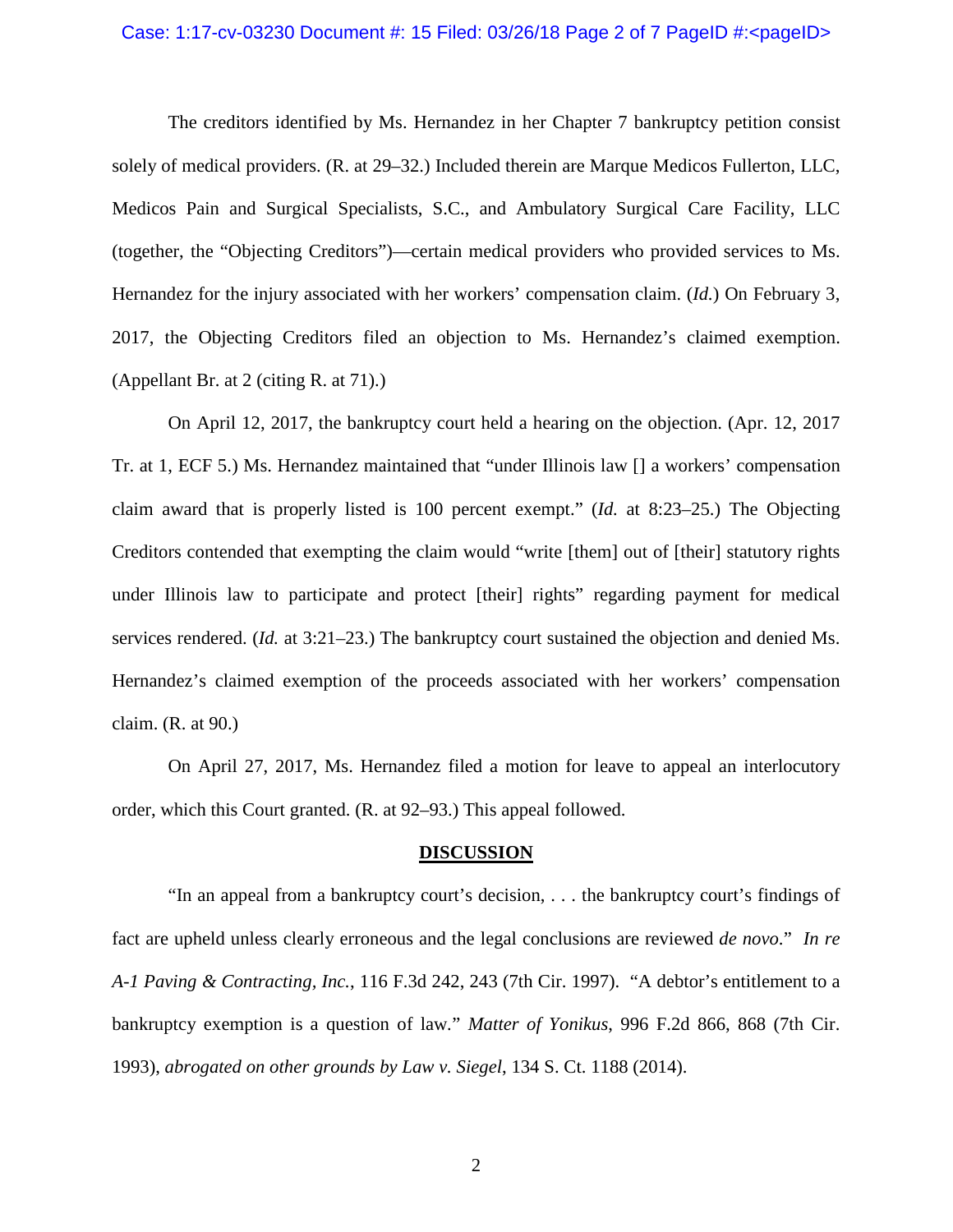The creditors identified by Ms. Hernandez in her Chapter 7 bankruptcy petition consist solely of medical providers. (R. at 29–32.) Included therein are Marque Medicos Fullerton, LLC, Medicos Pain and Surgical Specialists, S.C., and Ambulatory Surgical Care Facility, LLC (together, the "Objecting Creditors")—certain medical providers who provided services to Ms. Hernandez for the injury associated with her workers' compensation claim. (*Id.*) On February 3, 2017, the Objecting Creditors filed an objection to Ms. Hernandez's claimed exemption. (Appellant Br. at 2 (citing R. at 71).)

On April 12, 2017, the bankruptcy court held a hearing on the objection. (Apr. 12, 2017 Tr. at 1, ECF 5.) Ms. Hernandez maintained that "under Illinois law [] a workers' compensation claim award that is properly listed is 100 percent exempt." (*Id.* at 8:23–25.) The Objecting Creditors contended that exempting the claim would "write [them] out of [their] statutory rights under Illinois law to participate and protect [their] rights" regarding payment for medical services rendered. (*Id.* at 3:21–23.) The bankruptcy court sustained the objection and denied Ms. Hernandez's claimed exemption of the proceeds associated with her workers' compensation claim. (R. at 90.)

On April 27, 2017, Ms. Hernandez filed a motion for leave to appeal an interlocutory order, which this Court granted. (R. at 92–93.) This appeal followed.

## DISCUSSION

"In an appeal from a bankruptcy court's decision, . . . the bankruptcy court's findings of fact are upheld unless clearly erroneous and the legal conclusions are reviewed *de novo*." *In re A-1 Paving & Contracting, Inc.*, 116 F.3d 242, 243 (7th Cir. 1997). "A debtor's entitlement to a bankruptcy exemption is a question of law." *Matter of Yonikus*, 996 F.2d 866, 868 (7th Cir. 1993), *abrogated on other grounds by Law v. Siegel*, 134 S. Ct. 1188 (2014).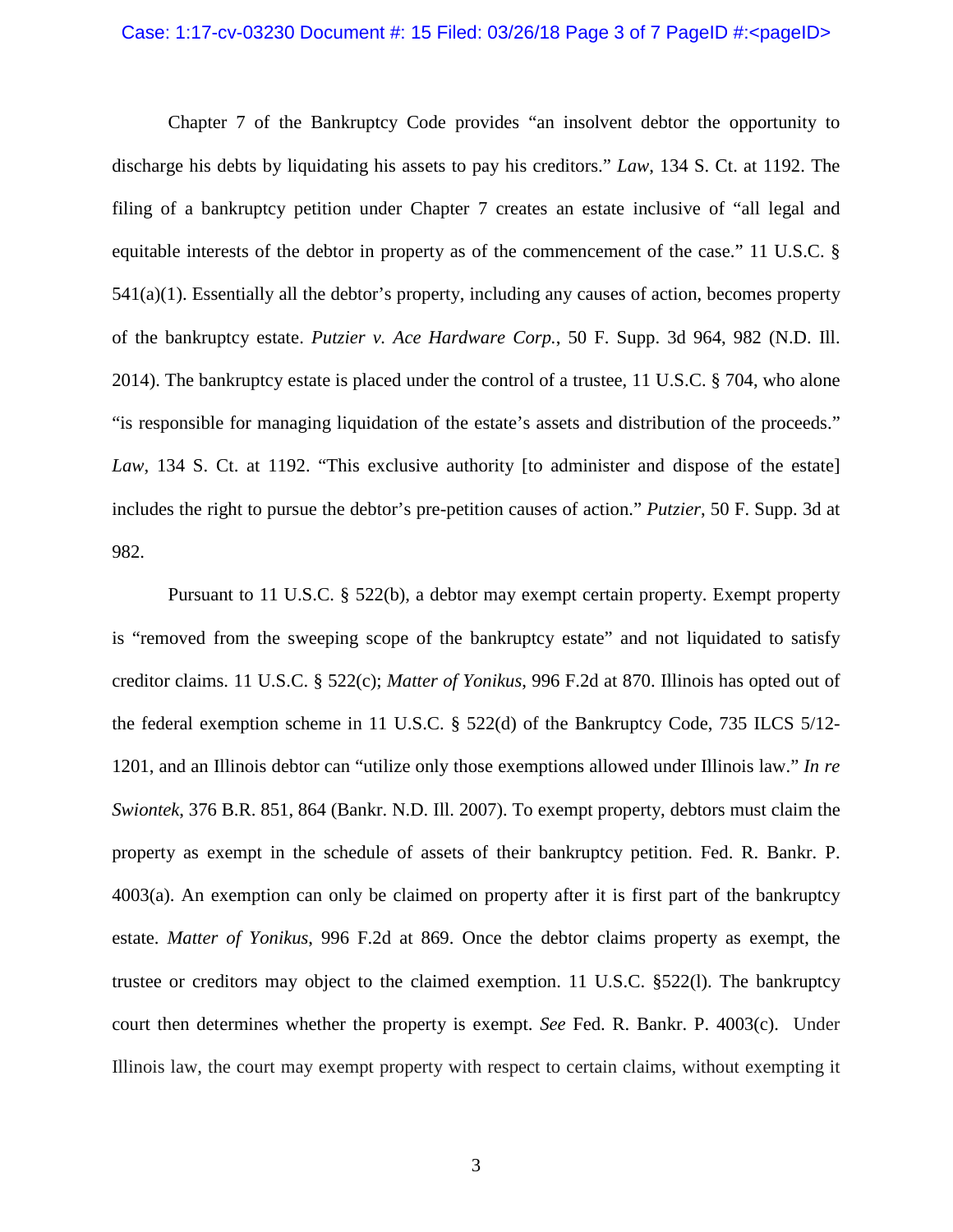Chapter 7 of the Bankruptcy Code provides "an insolvent debtor the opportunity to discharge his debts by liquidating his assets to pay his creditors." *Law*, 134 S. Ct. at 1192. The filing of a bankruptcy petition under Chapter 7 creates an estate inclusive of "all legal and equitable interests of the debtor in property as of the commencement of the case." 11 U.S.C. § 541(a)(1). Essentially all the debtor's property, including any causes of action, becomes property of the bankruptcy estate. *Putzier v. Ace Hardware Corp.*, 50 F. Supp. 3d 964, 982 (N.D. Ill. 2014). The bankruptcy estate is placed under the control of a trustee, 11 U.S.C. § 704, who alone "is responsible for managing liquidation of the estate's assets and distribution of the proceeds." *Law*, 134 S. Ct. at 1192. "This exclusive authority [to administer and dispose of the estate] includes the right to pursue the debtor's pre-petition causes of action." *Putzier*, 50 F. Supp. 3d at 982.

Pursuant to 11 U.S.C. § 522(b), a debtor may exempt certain property. Exempt property is "removed from the sweeping scope of the bankruptcy estate" and not liquidated to satisfy creditor claims. 11 U.S.C. § 522(c); *Matter of Yonikus*, 996 F.2d at 870. Illinois has opted out of the federal exemption scheme in 11 U.S.C. § 522(d) of the Bankruptcy Code, 735 ILCS 5/12-1201, and an Illinois debtor can "utilize only those exemptions allowed under Illinois law." *In re Swiontek*, 376 B.R. 851, 864 (Bankr. N.D. Ill. 2007). To exempt property, debtors must claim the property as exempt in the schedule of assets of their bankruptcy petition. Fed. R. Bankr. P. 4003(a). An exemption can only be claimed on property after it is first part of the bankruptcy estate. *Matter of Yonikus*, 996 F.2d at 869. Once the debtor claims property as exempt, the trustee or creditors may object to the claimed exemption. 11 U.S.C. §522(l). The bankruptcy court then determines whether the property is exempt. *See* Fed. R. Bankr. P. 4003(c). Under Illinois law, the court may exempt property with respect to certain claims, without exempting it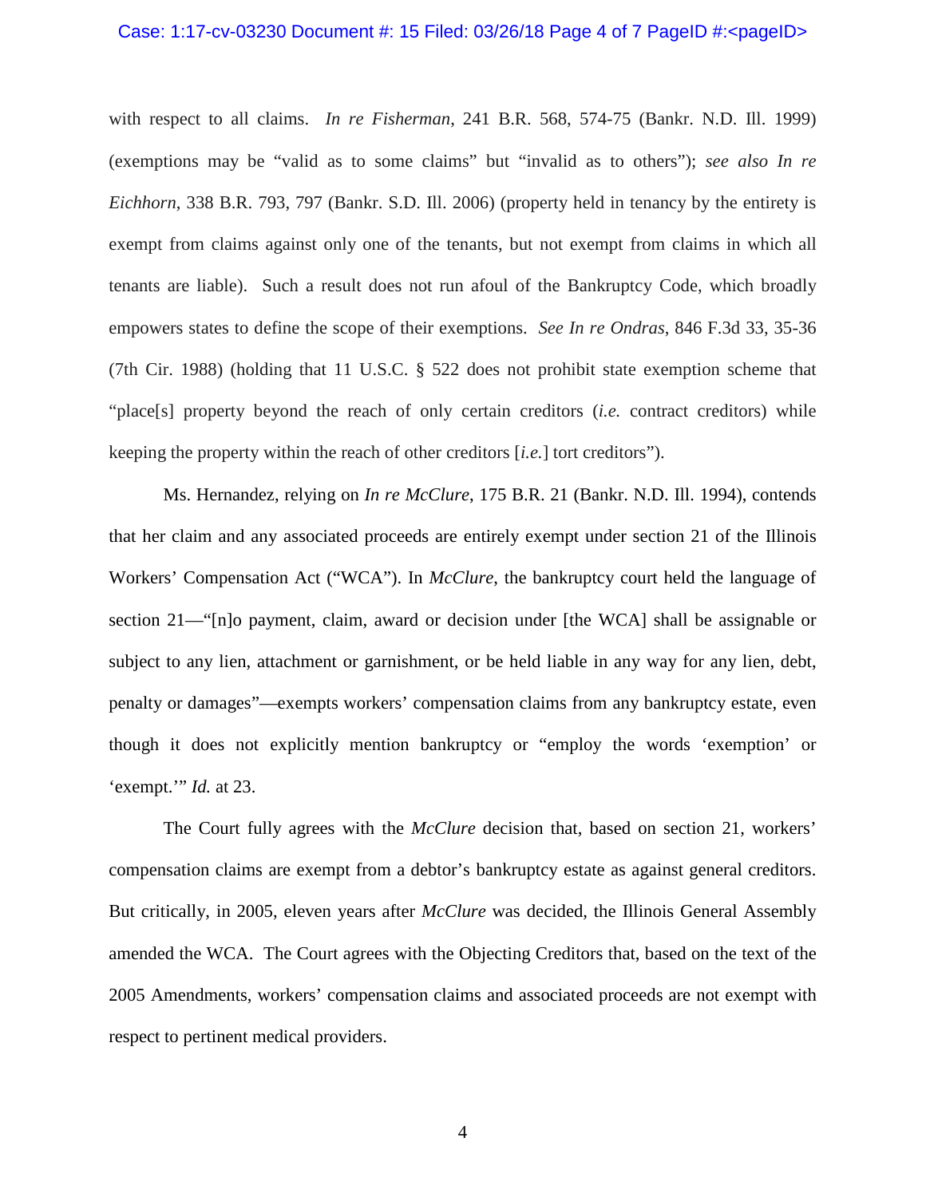with respect to all claims. *In re Fisherman*, 241 B.R. 568, 574-75 (Bankr. N.D. Ill. 1999) (exemptions may be "valid as to some claims" but "invalid as to others"); *see also In re Eichhorn*, 338 B.R. 793, 797 (Bankr. S.D. Ill. 2006) (property held in tenancy by the entirety is exempt from claims against only one of the tenants, but not exempt from claims in which all tenants are liable). Such a result does not run afoul of the Bankruptcy Code, which broadly empowers states to define the scope of their exemptions. *See In re Ondras*, 846 F.3d 33, 35-36 (7th Cir. 1988) (holding that 11 U.S.C. § 522 does not prohibit state exemption scheme that "place[s] property beyond the reach of only certain creditors (*i.e.* contract creditors) while keeping the property within the reach of other creditors [*i.e.*] tort creditors").

Ms. Hernandez, relying on *In re McClure*, 175 B.R. 21 (Bankr. N.D. Ill. 1994), contends that her claim and any associated proceeds are entirely exempt under section 21 of the Illinois Workers' Compensation Act ("WCA"). In *McClure*, the bankruptcy court held the language of section 21—"[n]o payment, claim, award or decision under [the WCA] shall be assignable or subject to any lien, attachment or garnishment, or be held liable in any way for any lien, debt, penalty or damages"—exempts workers' compensation claims from any bankruptcy estate, even though it does not explicitly mention bankruptcy or "employ the words 'exemption' or 'exempt.'" *Id.* at 23.

The Court fully agrees with the *McClure* decision that, based on section 21, workers' compensation claims are exempt from a debtor's bankruptcy estate as against general creditors. But critically, in 2005, eleven years after *McClure* was decided, the Illinois General Assembly amended the WCA. The Court agrees with the Objecting Creditors that, based on the text of the 2005 Amendments, workers' compensation claims and associated proceeds are not exempt with respect to pertinent medical providers.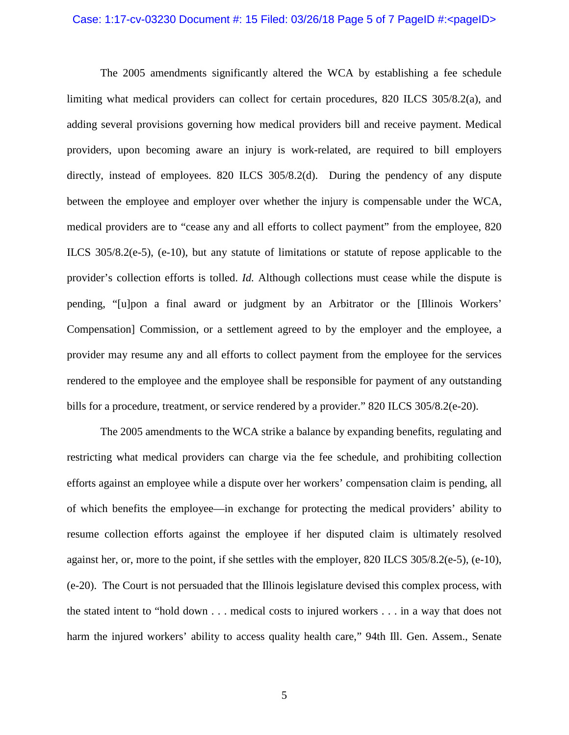The 2005 amendments significantly altered the WCA by establishing a fee schedule limiting what medical providers can collect for certain procedures, 820 ILCS 305/8.2(a), and adding several provisions governing how medical providers bill and receive payment. Medical providers, upon becoming aware an injury is work-related, are required to bill employers directly, instead of employees. 820 ILCS 305/8.2(d). During the pendency of any dispute between the employee and employer over whether the injury is compensable under the WCA, medical providers are to "cease any and all efforts to collect payment" from the employee, 820 ILCS 305/8.2(e-5), (e-10), but any statute of limitations or statute of repose applicable to the provider's collection efforts is tolled. *Id.* Although collections must cease while the dispute is pending, "[u]pon a final award or judgment by an Arbitrator or the [Illinois Workers' Compensation] Commission, or a settlement agreed to by the employer and the employee, a provider may resume any and all efforts to collect payment from the employee for the services rendered to the employee and the employee shall be responsible for payment of any outstanding bills for a procedure, treatment, or service rendered by a provider." 820 ILCS 305/8.2(e-20).

The 2005 amendments to the WCA strike a balance by expanding benefits, regulating and restricting what medical providers can charge via the fee schedule, and prohibiting collection efforts against an employee while a dispute over her workers' compensation claim is pending, all of which benefits the employee—in exchange for protecting the medical providers' ability to resume collection efforts against the employee if her disputed claim is ultimately resolved against her, or, more to the point, if she settles with the employer, 820 ILCS 305/8.2(e-5), (e-10), (e-20). The Court is not persuaded that the Illinois legislature devised this complex process, with the stated intent to "hold down . . . medical costs to injured workers . . . in a way that does not harm the injured workers' ability to access quality health care," 94th Ill. Gen. Assem., Senate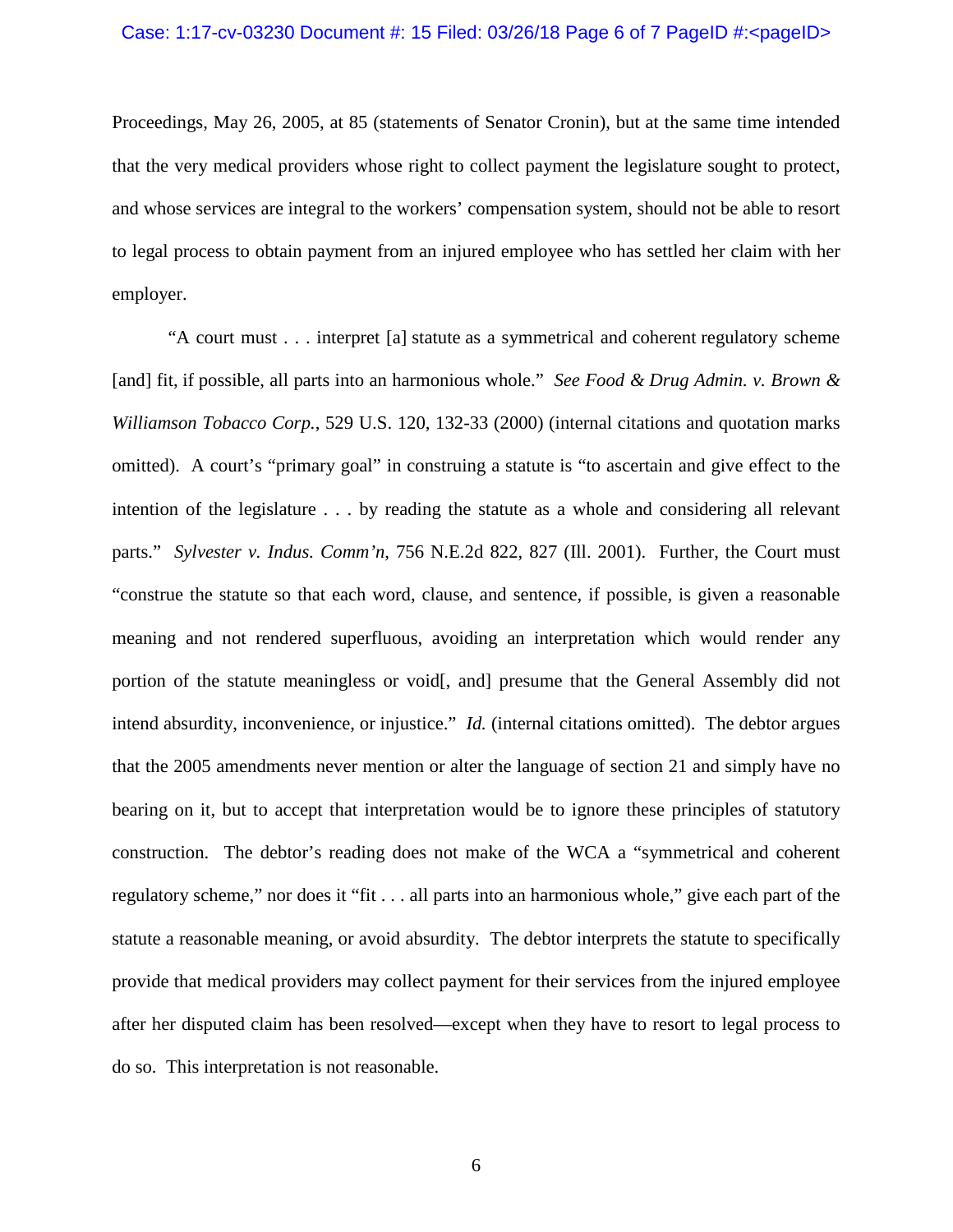Proceedings, May 26, 2005, at 85 (statements of Senator Cronin), but at the same time intended that the very medical providers whose right to collect payment the legislature sought to protect, and whose services are integral to the workers' compensation system, should not be able to resort to legal process to obtain payment from an injured employee who has settled her claim with her employer.

"A court must . . . interpret [a] statute as a symmetrical and coherent regulatory scheme [and] fit, if possible, all parts into an harmonious whole." *See Food & Drug Admin. v. Brown & Williamson Tobacco Corp.*, 529 U.S. 120, 132-33 (2000) (internal citations and quotation marks omitted). A court's "primary goal" in construing a statute is "to ascertain and give effect to the intention of the legislature . . . by reading the statute as a whole and considering all relevant parts." *Sylvester v. Indus. Comm'n*, 756 N.E.2d 822, 827 (Ill. 2001). Further, the Court must "construe the statute so that each word, clause, and sentence, if possible, is given a reasonable meaning and not rendered superfluous, avoiding an interpretation which would render any portion of the statute meaningless or void[, and] presume that the General Assembly did not intend absurdity, inconvenience, or injustice." *Id.* (internal citations omitted). The debtor argues that the 2005 amendments never mention or alter the language of section 21 and simply have no bearing on it, but to accept that interpretation would be to ignore these principles of statutory construction. The debtor's reading does not make of the WCA a "symmetrical and coherent regulatory scheme," nor does it "fit . . . all parts into an harmonious whole," give each part of the statute a reasonable meaning, or avoid absurdity. The debtor interprets the statute to specifically provide that medical providers may collect payment for their services from the injured employee after her disputed claim has been resolved—except when they have to resort to legal process to do so. This interpretation is not reasonable.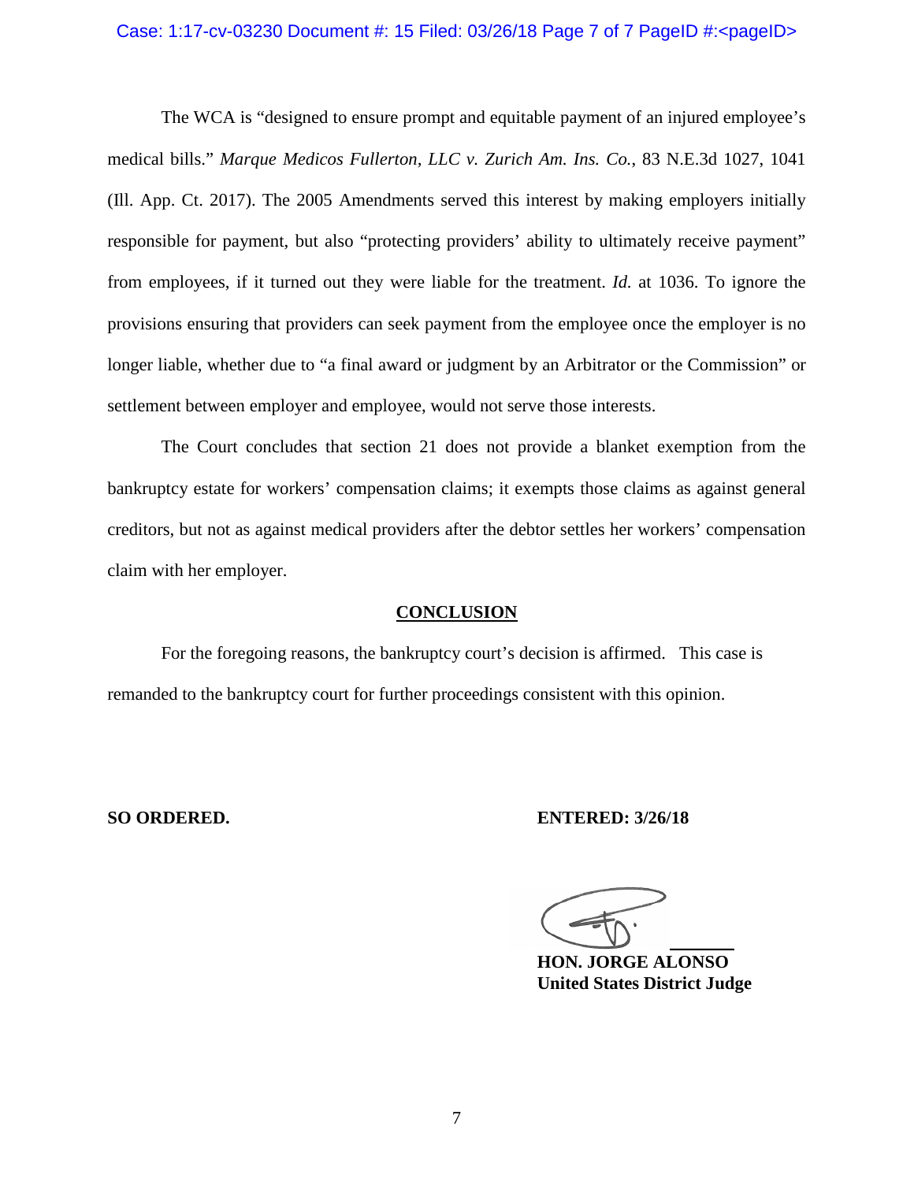The WCA is "designed to ensure prompt and equitable payment of an injured employee's medical bills." *Marque Medicos Fullerton, LLC v. Zurich Am. Ins. Co.*, 83 N.E.3d 1027, 1041 (Ill. App. Ct. 2017). The 2005 Amendments served this interest by making employers initially responsible for payment, but also "protecting providers' ability to ultimately receive payment" from employees, if it turned out they were liable for the treatment. *Id.* at 1036. To ignore the provisions ensuring that providers can seek payment from the employee once the employer is no longer liable, whether due to "a final award or judgment by an Arbitrator or the Commission" or settlement between employer and employee, would not serve those interests.

The Court concludes that section 21 does not provide a blanket exemption from the bankruptcy estate for workers' compensation claims; it exempts those claims as against general creditors, but not as against medical providers after the debtor settles her workers' compensation claim with her employer.

## CONCLUSION

For the foregoing reasons, the bankruptcy court's decision is affirmed. This case is remanded to the bankruptcy court for further proceedings consistent with this opinion.

**SO ORDERED.** **ENTERED: 3/26/18**

**HON. JORGE ALONSO**
**United States District Judge**